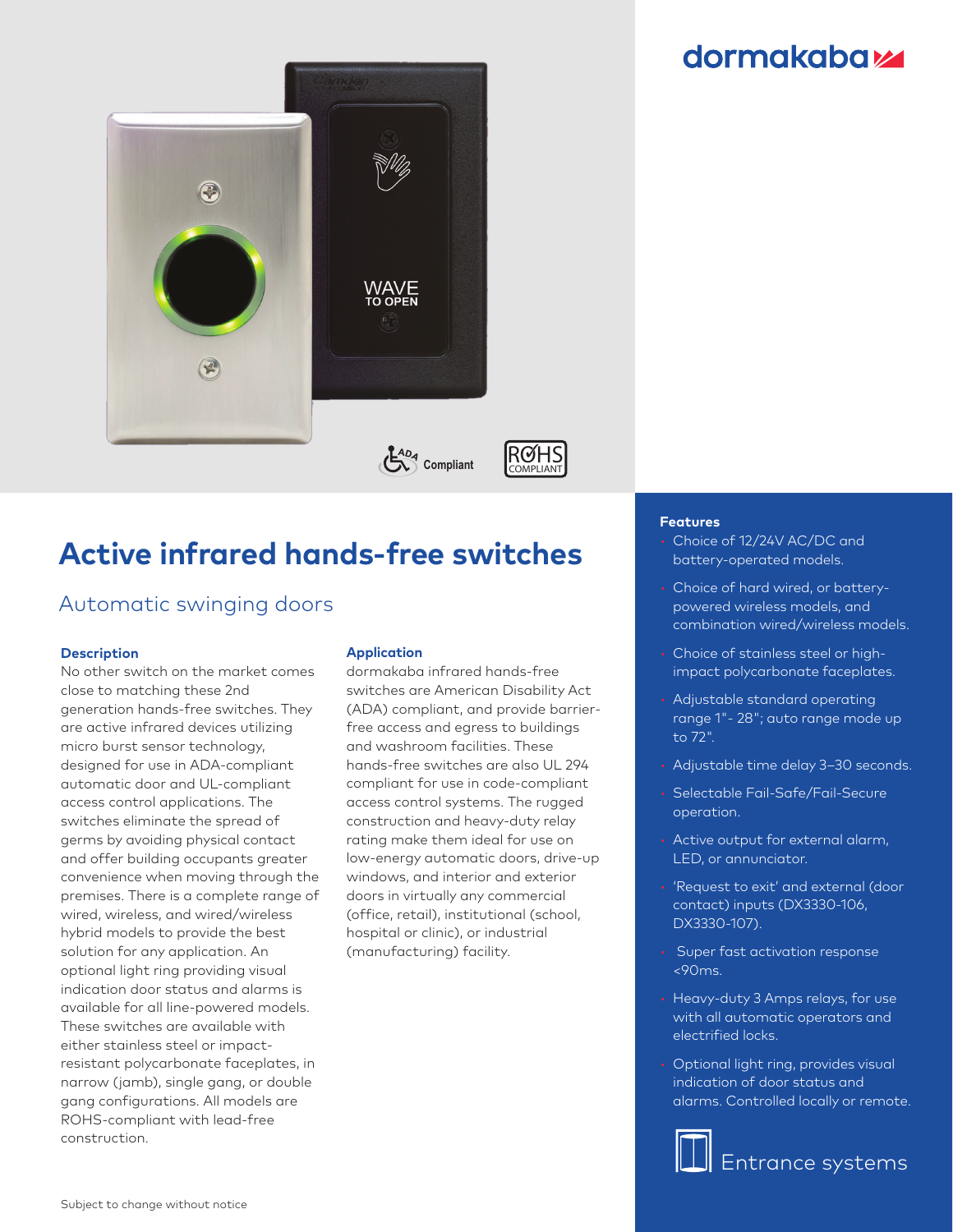dormakaba

# Active infrared hands-free switches

## Automatic swinging doors

### Description

No other switch on the market comes close to matching these 2nd generation hands-free switches. They are active infrared devices utilizing micro burst sensor technology, designed for use in ADA-compliant automatic door and UL-compliant access control applications. The switches eliminate the spread of germs by avoiding physical contact and offer building occupants greater convenience when moving through the premises. There is a complete range of wired, wireless, and wired/wireless hybrid models to provide the best solution for any application. An optional light ring providing visual indication door status and alarms is available for all line-powered models. These switches are available with either stainless steel or impact-resistant polycarbonate faceplates, in narrow (jamb), single gang, or double gang configurations. All models are ROHS-compliant with lead-free construction.

### Application

dormakaba infrared hands-free switches are American Disability Act (ADA) compliant, and provide barrier-free access and egress to buildings and washroom facilities. These hands-free switches are also UL 294 compliant for use in code-compliant access control systems. The rugged construction and heavy-duty relay rating make them ideal for use on low-energy automatic doors, drive-up windows, and interior and exterior doors in virtually any commercial (office, retail), institutional (school, hospital or clinic), or industrial (manufacturing) facility.

### Features

- Choice of 12/24V AC/DC and battery-operated models.
- Choice of hard wired, or battery-powered wireless models, and combination wired/wireless models.
- Choice of stainless steel or high-impact polycarbonate faceplates.
- Adjustable standard operating range 1"- 28"; auto range mode up to 72".
- Adjustable time delay 3–30 seconds.
- Selectable Fail-Safe/Fail-Secure operation.
- Active output for external alarm, LED, or annunciator.
- 'Request to exit' and external (door contact) inputs (DX3330-106, DX3330-107).
- Super fast activation response <90ms.
- Heavy-duty 3 Amps relays, for use with all automatic operators and electrified locks.
- Optional light ring, provides visual indication of door status and alarms. Controlled locally or remote.

Entrance systems

Subject to change without notice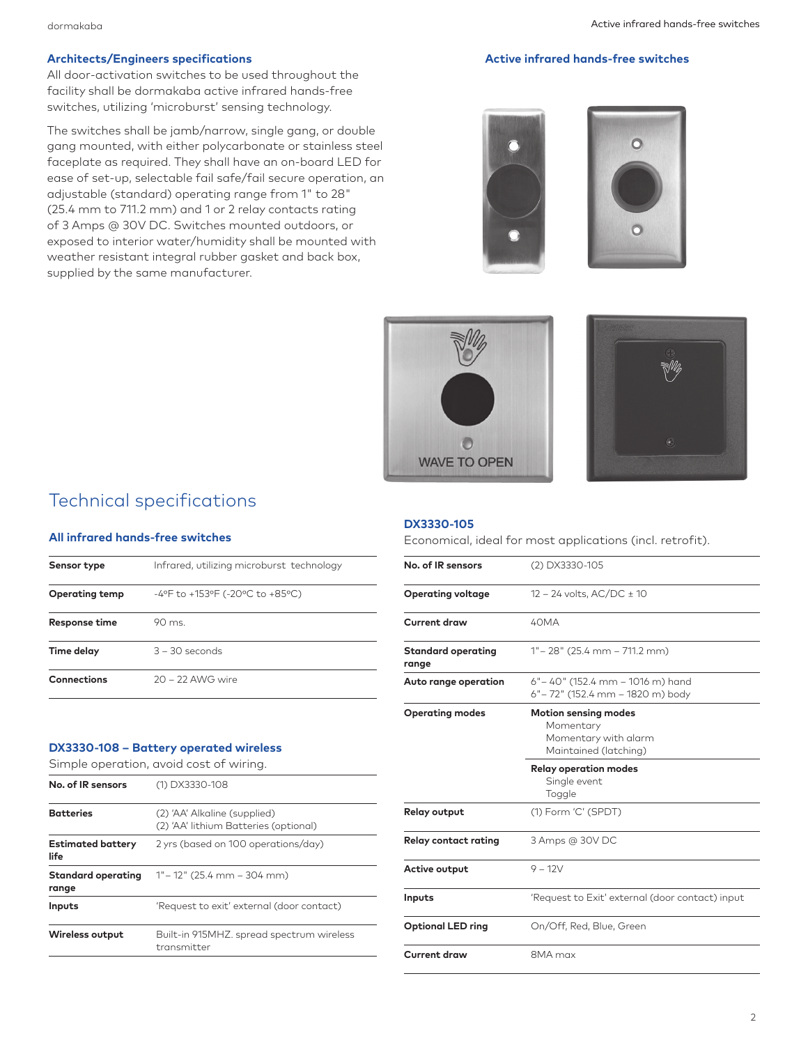## Architects/Engineers specifications

All door-activation switches to be used throughout the facility shall be dormakaba active infrared hands-free switches, utilizing 'microburst' sensing technology.

The switches shall be jamb/narrow, single gang, or double gang mounted, with either polycarbonate or stainless steel faceplate as required. They shall have an on-board LED for ease of set-up, selectable fail safe/fail secure operation, an adjustable (standard) operating range from 1" to 28" (25.4 mm to 711.2 mm) and 1 or 2 relay contacts rating of 3 Amps @ 30V DC. Switches mounted outdoors, or exposed to interior water/humidity shall be mounted with weather resistant integral rubber gasket and back box, supplied by the same manufacturer.

## Active infrared hands-free switches

# Technical specifications

### All infrared hands-free switches

| | |
|---|---|
| **Sensor type** | Infrared, utilizing microburst technology |
| **Operating temp** | -4°F to +153°F (-20°C to +85°C) |
| **Response time** | 90 ms. |
| **Time delay** | 3 – 30 seconds |
| **Connections** | 20 – 22 AWG wire |

### DX3330-108 – Battery operated wireless

Simple operation, avoid cost of wiring.

| | |
|---|---|
| **No. of IR sensors** | (1) DX3330-108 |
| **Batteries** | (2) 'AA' Alkaline (supplied)<br>(2) 'AA' lithium Batteries (optional) |
| **Estimated battery life** | 2 yrs (based on 100 operations/day) |
| **Standard operating range** | 1" – 12" (25.4 mm – 304 mm) |
| **Inputs** | 'Request to exit' external (door contact) |
| **Wireless output** | Built-in 915MHZ. spread spectrum wireless transmitter |

### DX3330-105

Economical, ideal for most applications (incl. retrofit).

| | |
|---|---|
| **No. of IR sensors** | (2) DX3330-105 |
| **Operating voltage** | 12 – 24 volts, AC/DC ± 10 |
| **Current draw** | 40MA |
| **Standard operating range** | 1" – 28" (25.4 mm – 711.2 mm) |
| **Auto range operation** | 6" – 40" (152.4 mm – 1016 m) hand<br>6" – 72" (152.4 mm – 1820 m) body |
| **Operating modes** | **Motion sensing modes**<br>Momentary<br>Momentary with alarm<br>Maintained (latching) |
| | **Relay operation modes**<br>Single event<br>Toggle |
| **Relay output** | (1) Form 'C' (SPDT) |
| **Relay contact rating** | 3 Amps @ 30V DC |
| **Active output** | 9 – 12V |
| **Inputs** | 'Request to Exit' external (door contact) input |
| **Optional LED ring** | On/Off, Red, Blue, Green |
| **Current draw** | 8MA max |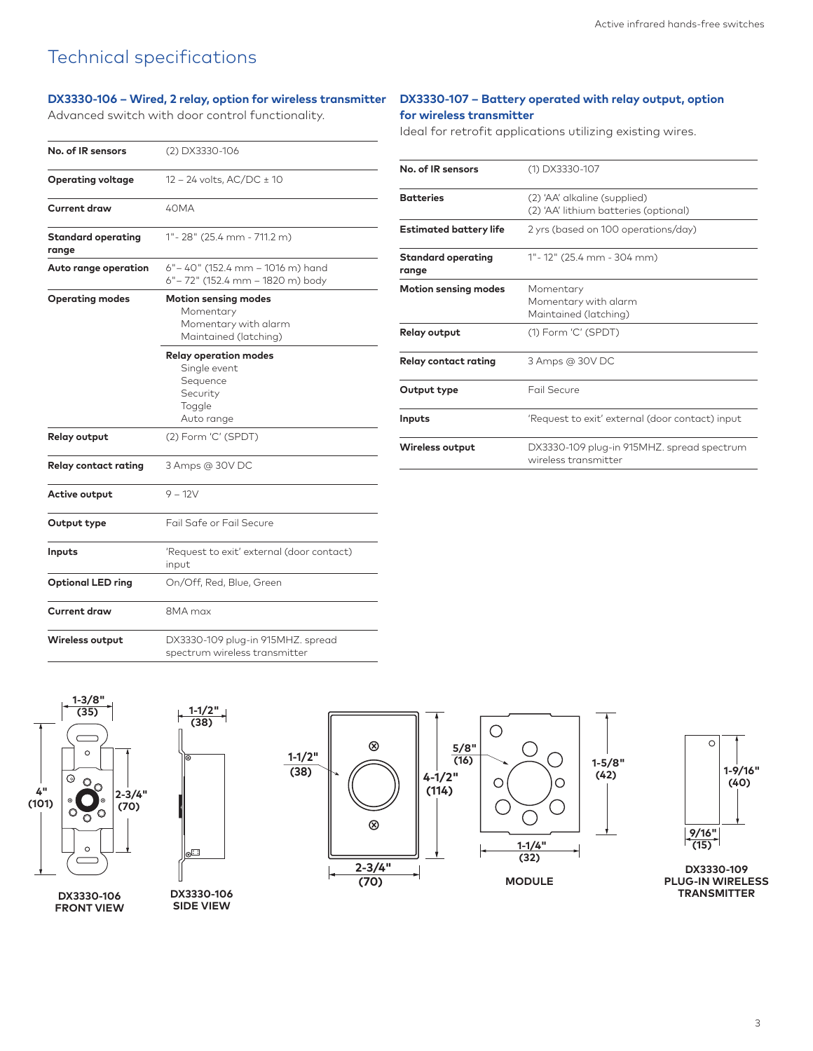# Technical specifications

### DX3330-106 – Wired, 2 relay, option for wireless transmitter

Advanced switch with door control functionality.

| | |
|---|---|
| **No. of IR sensors** | (2) DX3330-106 |
| **Operating voltage** | 12 – 24 volts, AC/DC ± 10 |
| **Current draw** | 40MA |
| **Standard operating range** | 1"- 28" (25.4 mm - 711.2 m) |
| **Auto range operation** | 6"– 40" (152.4 mm – 1016 m) hand<br>6"– 72" (152.4 mm – 1820 m) body |
| **Operating modes** | **Motion sensing modes**<br>Momentary<br>Momentary with alarm<br>Maintained (latching) |
| | **Relay operation modes**<br>Single event<br>Sequence<br>Security<br>Toggle<br>Auto range |
| **Relay output** | (2) Form 'C' (SPDT) |
| **Relay contact rating** | 3 Amps @ 30V DC |
| **Active output** | 9 – 12V |
| **Output type** | Fail Safe or Fail Secure |
| **Inputs** | 'Request to exit' external (door contact) input |
| **Optional LED ring** | On/Off, Red, Blue, Green |
| **Current draw** | 8MA max |
| **Wireless output** | DX3330-109 plug-in 915MHZ. spread spectrum wireless transmitter |

### DX3330-107 – Battery operated with relay output, option for wireless transmitter

Ideal for retrofit applications utilizing existing wires.

| | |
|---|---|
| **No. of IR sensors** | (1) DX3330-107 |
| **Batteries** | (2) 'AA' alkaline (supplied)<br>(2) 'AA' lithium batteries (optional) |
| **Estimated battery life** | 2 yrs (based on 100 operations/day) |
| **Standard operating range** | 1"- 12" (25.4 mm - 304 mm) |
| **Motion sensing modes** | Momentary<br>Momentary with alarm<br>Maintained (latching) |
| **Relay output** | (1) Form 'C' (SPDT) |
| **Relay contact rating** | 3 Amps @ 30V DC |
| **Output type** | Fail Secure |
| **Inputs** | 'Request to exit' external (door contact) input |
| **Wireless output** | DX3330-109 plug-in 915MHZ. spread spectrum wireless transmitter |

1-3/8" (35) 4" (101) 2-3/4" (70)

**DX3330-106 FRONT VIEW**

1-1/2" (38)

**DX3330-106 SIDE VIEW**

1-1/2" (38) 4-1/2" (114) 2-3/4" (70) 5/8" (16) 1-5/8" (42) 1-1/4" (32)

**MODULE**

1-9/16" (40) 9/16" (15)

**DX3330-109 PLUG-IN WIRELESS TRANSMITTER**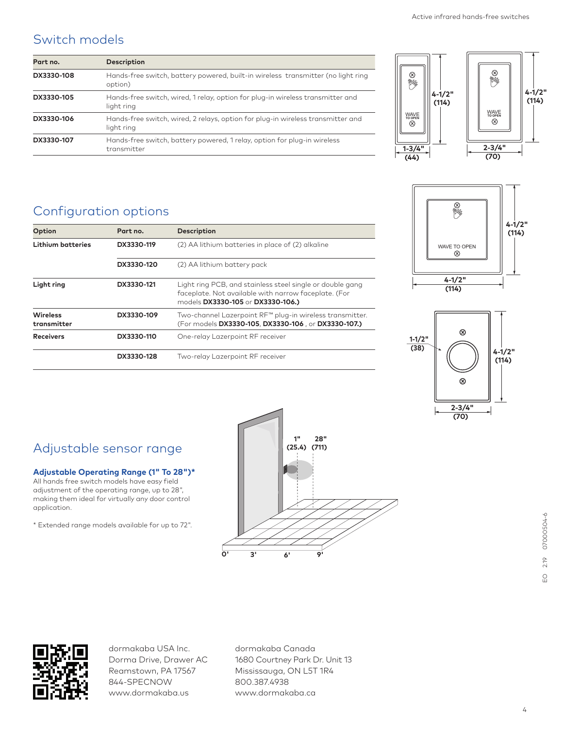## Switch models

| Part no. | Description |
|---|---|
| DX3330-108 | Hands-free switch, battery powered, built-in wireless transmitter (no light ring option) |
| DX3330-105 | Hands-free switch, wired, 1 relay, option for plug-in wireless transmitter and light ring |
| DX3330-106 | Hands-free switch, wired, 2 relays, option for plug-in wireless transmitter and light ring |
| DX3330-107 | Hands-free switch, battery powered, 1 relay, option for plug-in wireless transmitter |

WAVE TO OPEN

4-1/2" (114)

1-3/4" (44)

WAVE TO OPEN

4-1/2" (114)

2-3/4" (70)

## Configuration options

| Option | Part no. | Description |
|---|---|---|
| **Lithium batteries** | **DX3330-119** | (2) AA lithium batteries in place of (2) alkaline |
| | **DX3330-120** | (2) AA lithium battery pack |
| **Light ring** | **DX3330-121** | Light ring PCB, and stainless steel single or double gang faceplate. Not available with narrow faceplate. (For models **DX3330-105** or **DX3330-106.)** |
| **Wireless transmitter** | **DX3330-109** | Two-channel Lazerpoint RF™ plug-in wireless transmitter. (For models **DX3330-105**, **DX3330-106**, or **DX3330-107.)** |
| **Receivers** | **DX3330-110** | One-relay Lazerpoint RF receiver |
| | **DX3330-128** | Two-relay Lazerpoint RF receiver |

WAVE TO OPEN

4-1/2" (114)

4-1/2" (114)

1-1/2" (38)

4-1/2" (114)

2-3/4" (70)

## Adjustable sensor range

### Adjustable Operating Range (1" To 28")*

All hands free switch models have easy field adjustment of the operating range, up to 28", making them ideal for virtually any door control application.

\* Extended range models available for up to 72".

1" (25.4)

28" (711)

0'

3'

6'

9'

EO 2.19 07000504-6

dormakaba USA Inc.
Dorma Drive, Drawer AC
Reamstown, PA 17567
844-SPECNOW
www.dormakaba.us

dormakaba Canada
1680 Courtney Park Dr. Unit 13
Mississauga, ON L5T 1R4
800.387.4938
www.dormakaba.ca